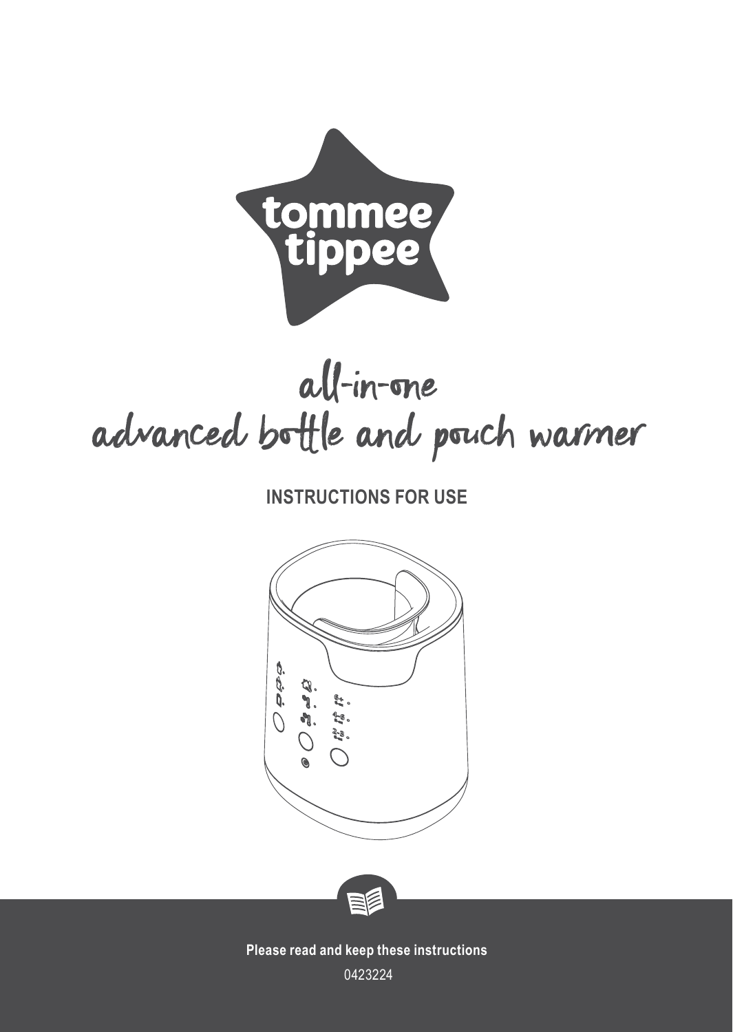tommee tippee

# all-in-one advanced bottle and pouch warmer

## INSTRUCTIONS FOR USE

**Please read and keep these instructions**

0423224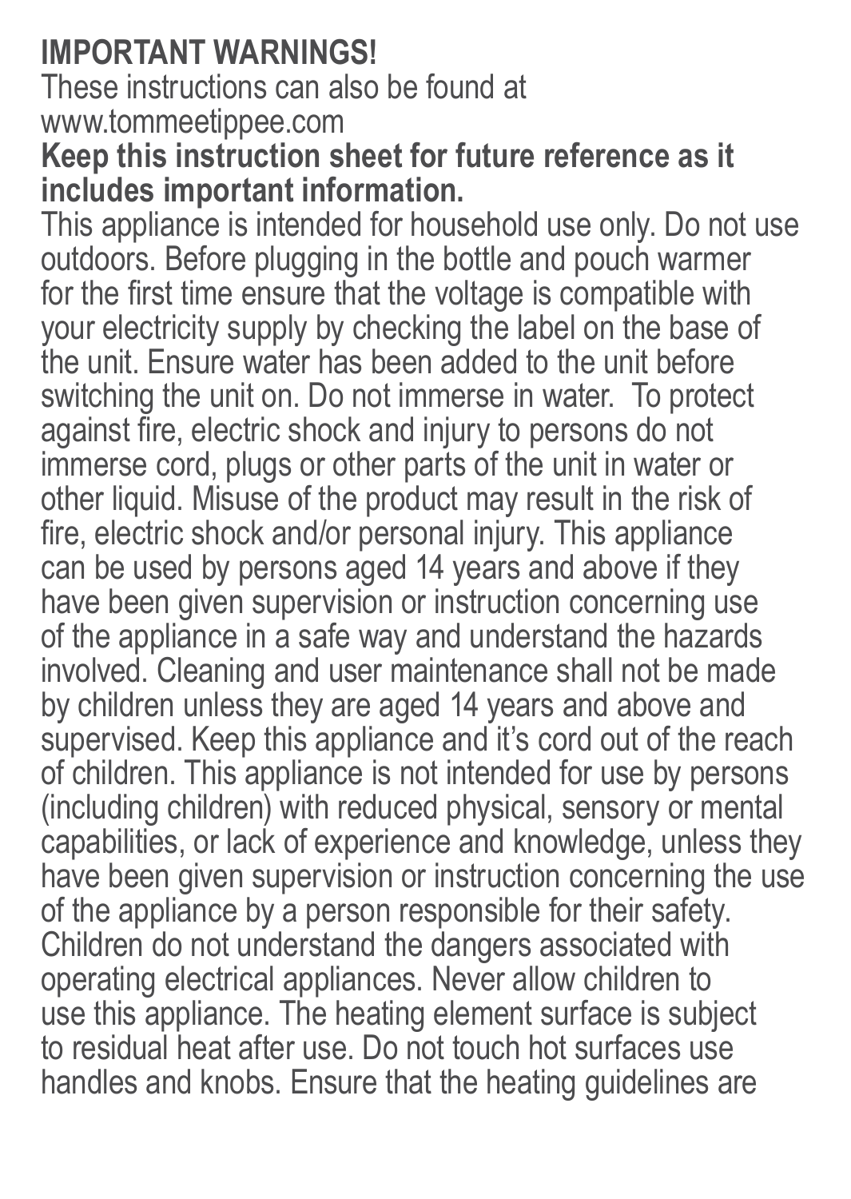**IMPORTANT WARNINGS!**

These instructions can also be found at www.tommeetippee.com

**Keep this instruction sheet for future reference as it includes important information.**

This appliance is intended for household use only. Do not use outdoors. Before plugging in the bottle and pouch warmer for the first time ensure that the voltage is compatible with your electricity supply by checking the label on the base of the unit. Ensure water has been added to the unit before switching the unit on. Do not immerse in water. To protect against fire, electric shock and injury to persons do not immerse cord, plugs or other parts of the unit in water or other liquid. Misuse of the product may result in the risk of fire, electric shock and/or personal injury. This appliance can be used by persons aged 14 years and above if they have been given supervision or instruction concerning use of the appliance in a safe way and understand the hazards involved. Cleaning and user maintenance shall not be made by children unless they are aged 14 years and above and supervised. Keep this appliance and it's cord out of the reach of children. This appliance is not intended for use by persons (including children) with reduced physical, sensory or mental capabilities, or lack of experience and knowledge, unless they have been given supervision or instruction concerning the use of the appliance by a person responsible for their safety. Children do not understand the dangers associated with operating electrical appliances. Never allow children to use this appliance. The heating element surface is subject to residual heat after use. Do not touch hot surfaces use handles and knobs. Ensure that the heating guidelines are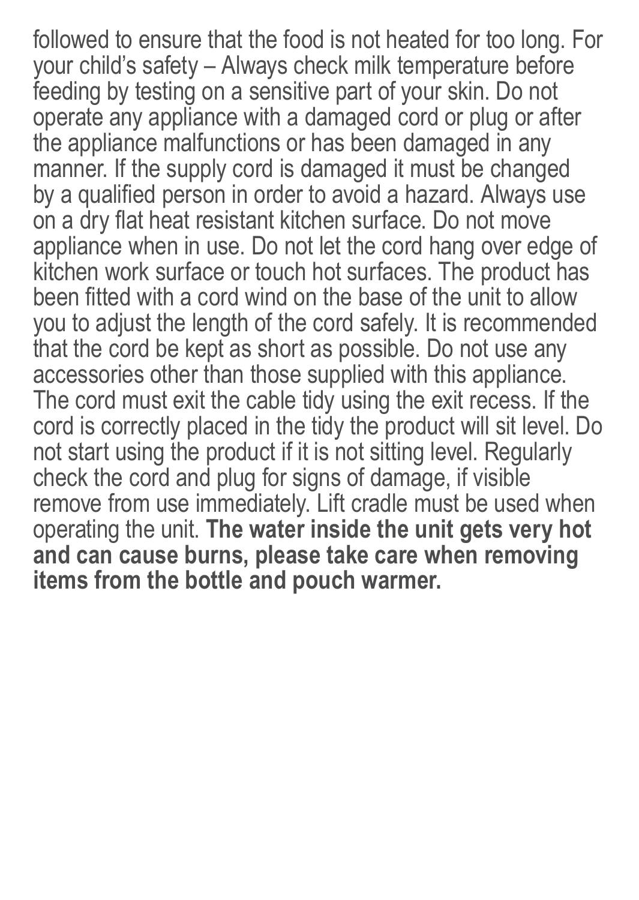followed to ensure that the food is not heated for too long. For your child's safety – Always check milk temperature before feeding by testing on a sensitive part of your skin. Do not operate any appliance with a damaged cord or plug or after the appliance malfunctions or has been damaged in any manner. If the supply cord is damaged it must be changed by a qualified person in order to avoid a hazard. Always use on a dry flat heat resistant kitchen surface. Do not move appliance when in use. Do not let the cord hang over edge of kitchen work surface or touch hot surfaces. The product has been fitted with a cord wind on the base of the unit to allow you to adjust the length of the cord safely. It is recommended that the cord be kept as short as possible. Do not use any accessories other than those supplied with this appliance. The cord must exit the cable tidy using the exit recess. If the cord is correctly placed in the tidy the product will sit level. Do not start using the product if it is not sitting level. Regularly check the cord and plug for signs of damage, if visible remove from use immediately. Lift cradle must be used when operating the unit. **The water inside the unit gets very hot and can cause burns, please take care when removing items from the bottle and pouch warmer.**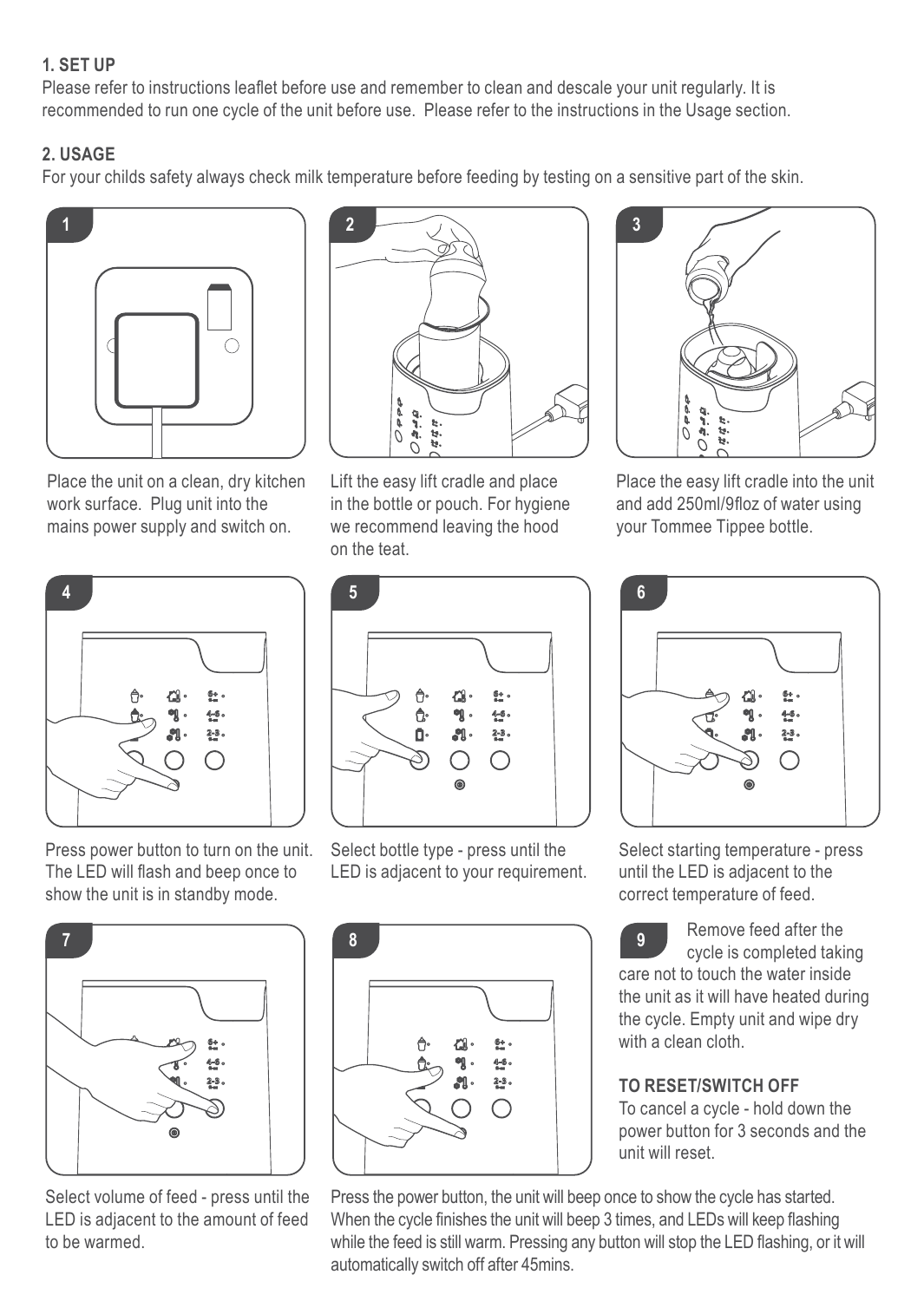## 1. SET UP

Please refer to instructions leaflet before use and remember to clean and descale your unit regularly. It is recommended to run one cycle of the unit before use. Please refer to the instructions in the Usage section.

## 2. USAGE

For your childs safety always check milk temperature before feeding by testing on a sensitive part of the skin.

**1** Place the unit on a clean, dry kitchen work surface. Plug unit into the mains power supply and switch on.

**2** Lift the easy lift cradle and place in the bottle or pouch. For hygiene we recommend leaving the hood on the teat.

**3** Place the easy lift cradle into the unit and add 250ml/9floz of water using your Tommee Tippee bottle.

**4** Press power button to turn on the unit. The LED will flash and beep once to show the unit is in standby mode.

**5** Select bottle type - press until the LED is adjacent to your requirement.

**6** Select starting temperature - press until the LED is adjacent to the correct temperature of feed.

**7** Select volume of feed - press until the LED is adjacent to the amount of feed to be warmed.

**8** Press the power button, the unit will beep once to show the cycle has started. When the cycle finishes the unit will beep 3 times, and LEDs will keep flashing while the feed is still warm. Pressing any button will stop the LED flashing, or it will automatically switch off after 45mins.

**9** Remove feed after the cycle is completed taking care not to touch the water inside the unit as it will have heated during the cycle. Empty unit and wipe dry with a clean cloth.

### TO RESET/SWITCH OFF

To cancel a cycle - hold down the power button for 3 seconds and the unit will reset.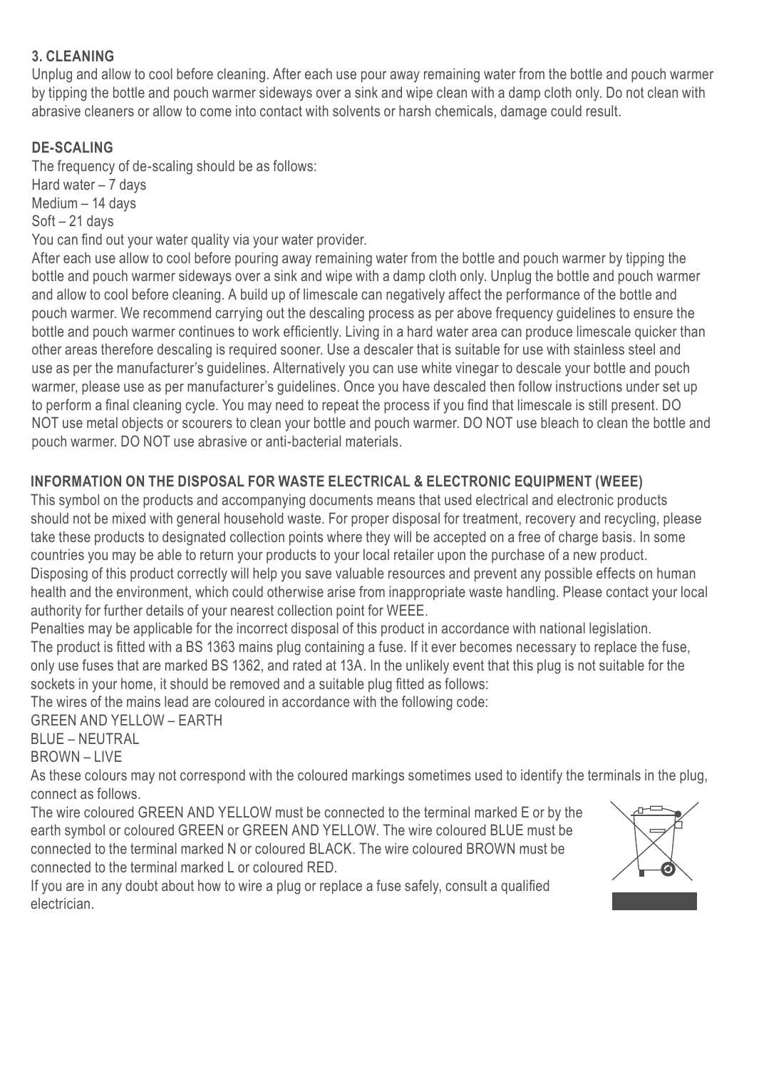## 3. CLEANING

Unplug and allow to cool before cleaning. After each use pour away remaining water from the bottle and pouch warmer by tipping the bottle and pouch warmer sideways over a sink and wipe clean with a damp cloth only. Do not clean with abrasive cleaners or allow to come into contact with solvents or harsh chemicals, damage could result.

## DE-SCALING

The frequency of de-scaling should be as follows:
Hard water – 7 days
Medium – 14 days
Soft – 21 days
You can find out your water quality via your water provider.
After each use allow to cool before pouring away remaining water from the bottle and pouch warmer by tipping the bottle and pouch warmer sideways over a sink and wipe with a damp cloth only. Unplug the bottle and pouch warmer and allow to cool before cleaning. A build up of limescale can negatively affect the performance of the bottle and pouch warmer. We recommend carrying out the descaling process as per above frequency guidelines to ensure the bottle and pouch warmer continues to work efficiently. Living in a hard water area can produce limescale quicker than other areas therefore descaling is required sooner. Use a descaler that is suitable for use with stainless steel and use as per the manufacturer's guidelines. Alternatively you can use white vinegar to descale your bottle and pouch warmer, please use as per manufacturer's guidelines. Once you have descaled then follow instructions under set up to perform a final cleaning cycle. You may need to repeat the process if you find that limescale is still present. DO NOT use metal objects or scourers to clean your bottle and pouch warmer. DO NOT use bleach to clean the bottle and pouch warmer. DO NOT use abrasive or anti-bacterial materials.

## INFORMATION ON THE DISPOSAL FOR WASTE ELECTRICAL & ELECTRONIC EQUIPMENT (WEEE)

This symbol on the products and accompanying documents means that used electrical and electronic products should not be mixed with general household waste. For proper disposal for treatment, recovery and recycling, please take these products to designated collection points where they will be accepted on a free of charge basis. In some countries you may be able to return your products to your local retailer upon the purchase of a new product. Disposing of this product correctly will help you save valuable resources and prevent any possible effects on human health and the environment, which could otherwise arise from inappropriate waste handling. Please contact your local authority for further details of your nearest collection point for WEEE.
Penalties may be applicable for the incorrect disposal of this product in accordance with national legislation.
The product is fitted with a BS 1363 mains plug containing a fuse. If it ever becomes necessary to replace the fuse, only use fuses that are marked BS 1362, and rated at 13A. In the unlikely event that this plug is not suitable for the sockets in your home, it should be removed and a suitable plug fitted as follows:
The wires of the mains lead are coloured in accordance with the following code:
GREEN AND YELLOW – EARTH
BLUE – NEUTRAL
BROWN – LIVE
As these colours may not correspond with the coloured markings sometimes used to identify the terminals in the plug, connect as follows.
The wire coloured GREEN AND YELLOW must be connected to the terminal marked E or by the earth symbol or coloured GREEN or GREEN AND YELLOW. The wire coloured BLUE must be connected to the terminal marked N or coloured BLACK. The wire coloured BROWN must be connected to the terminal marked L or coloured RED.
If you are in any doubt about how to wire a plug or replace a fuse safely, consult a qualified electrician.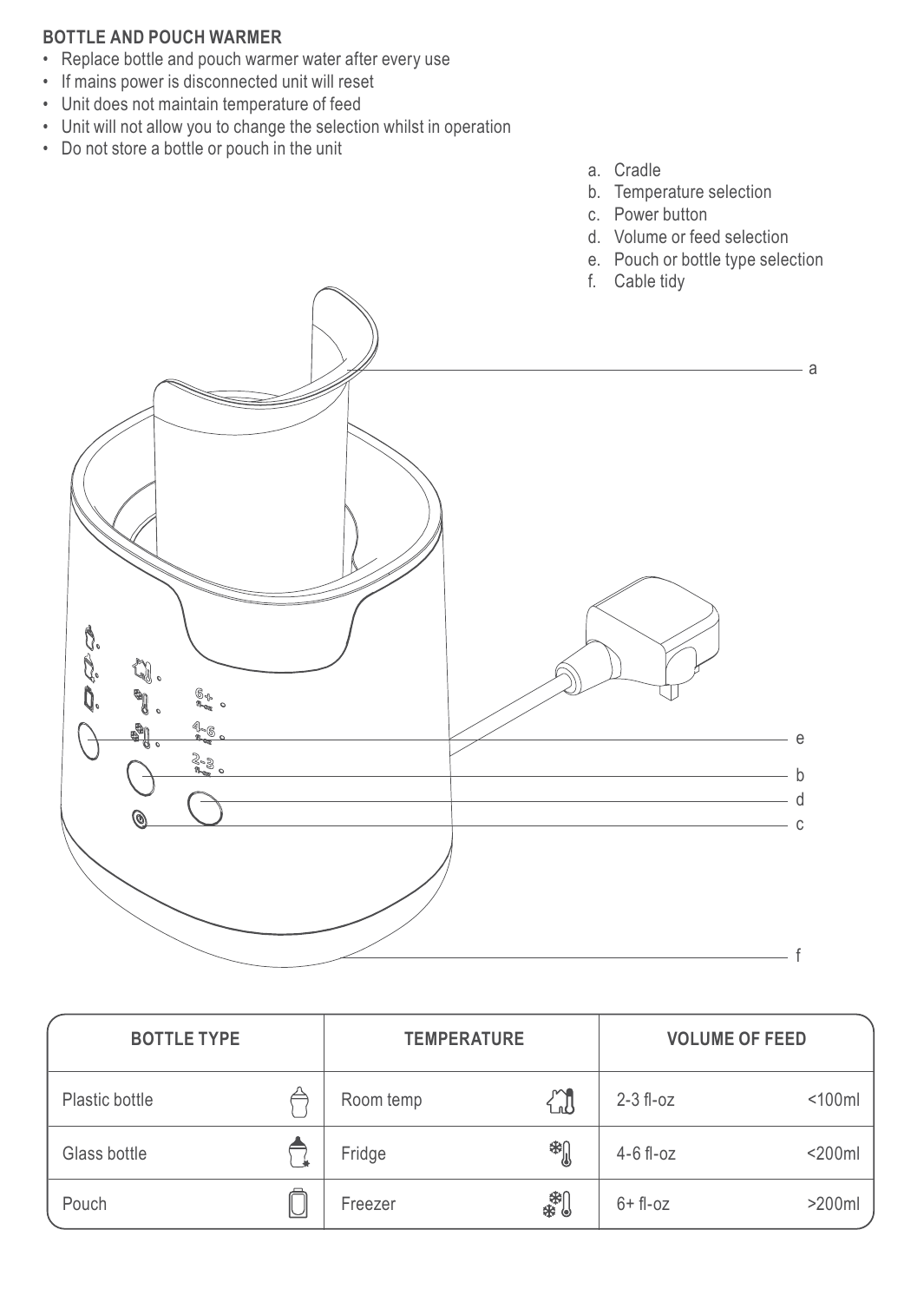**BOTTLE AND POUCH WARMER**

- Replace bottle and pouch warmer water after every use
- If mains power is disconnected unit will reset
- Unit does not maintain temperature of feed
- Unit will not allow you to change the selection whilst in operation
- Do not store a bottle or pouch in the unit

a. Cradle
b. Temperature selection
c. Power button
d. Volume or feed selection
e. Pouch or bottle type selection
f. Cable tidy

| BOTTLE TYPE | | TEMPERATURE | | VOLUME OF FEED | |
|---|---|---|---|---|---|
| Plastic bottle | | Room temp | | 2-3 fl-oz | <100ml |
| Glass bottle | | Fridge | | 4-6 fl-oz | <200ml |
| Pouch | | Freezer | | 6+ fl-oz | >200ml |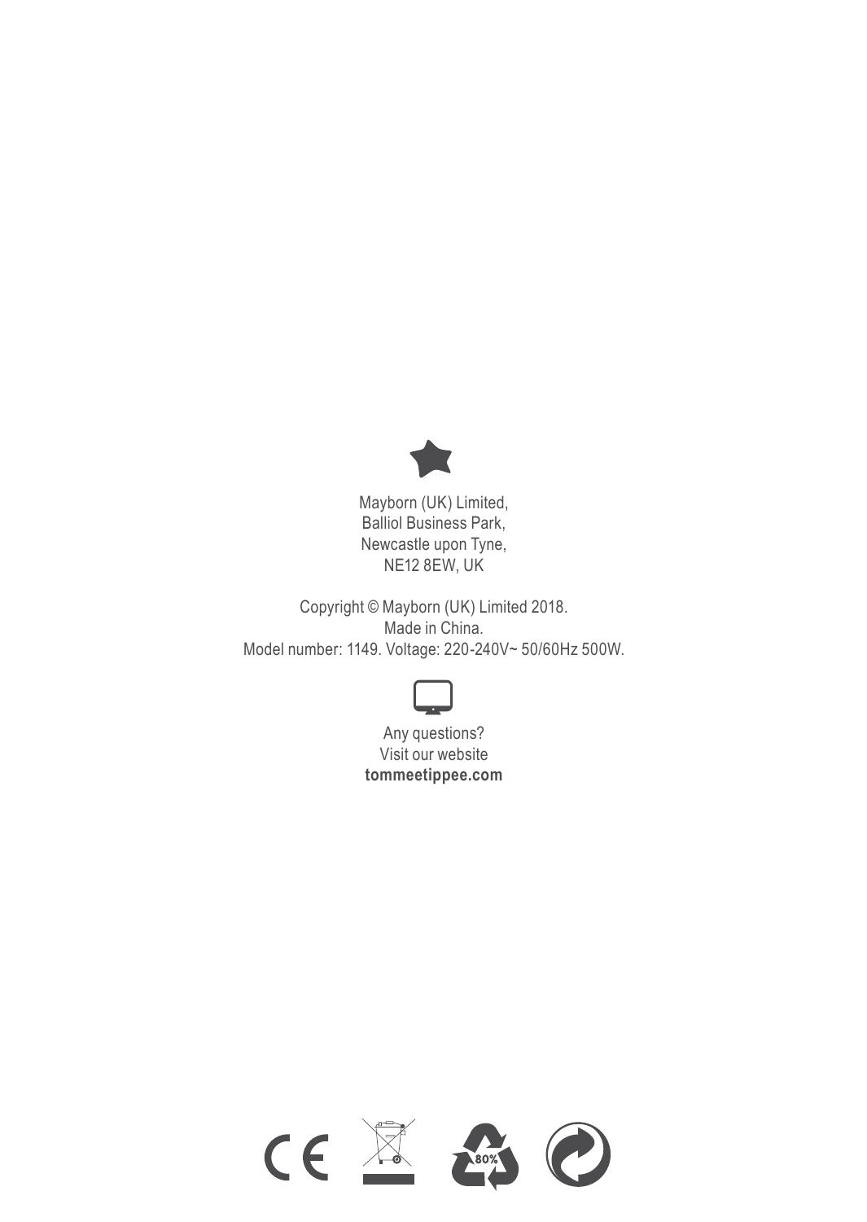Mayborn (UK) Limited,
Balliol Business Park,
Newcastle upon Tyne,
NE12 8EW, UK

Copyright © Mayborn (UK) Limited 2018.
Made in China.
Model number: 1149. Voltage: 220-240V~ 50/60Hz 500W.

Any questions?
Visit our website
**tommeetippee.com**

80%